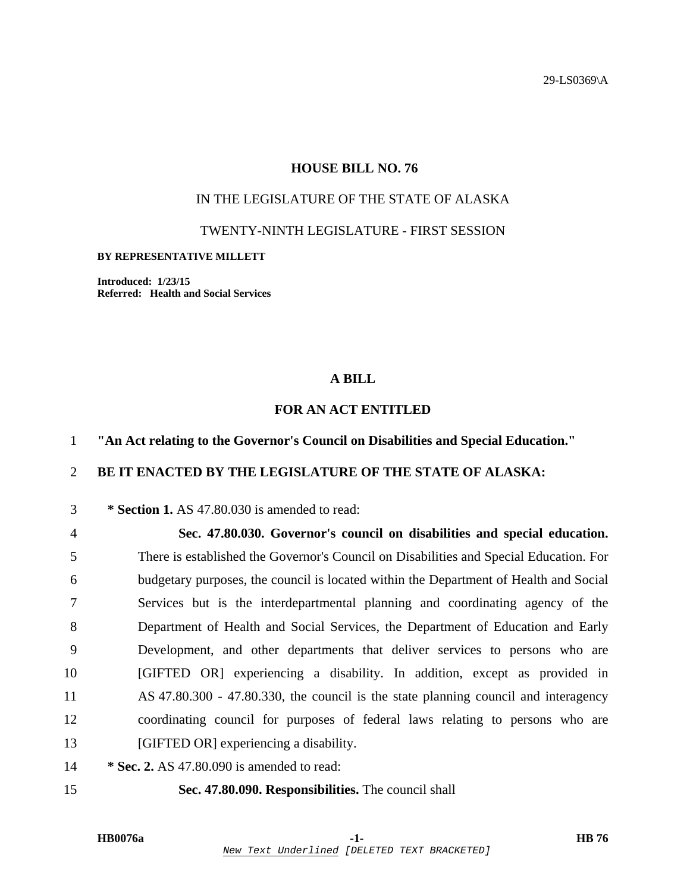29-LS0369\A

# HOUSE BILL NO. 76

IN THE LEGISLATURE OF THE STATE OF ALASKA

TWENTY-NINTH LEGISLATURE - FIRST SESSION

**BY REPRESENTATIVE MILLETT**

**Introduced: 1/23/15**
**Referred: Health and Social Services**

## A BILL

## FOR AN ACT ENTITLED

1 **"An Act relating to the Governor's Council on Disabilities and Special Education."**

2 **BE IT ENACTED BY THE LEGISLATURE OF THE STATE OF ALASKA:**

3 **\* Section 1.** AS 47.80.030 is amended to read:

4 **Sec. 47.80.030. Governor's council on disabilities and special education.**
5 There is established the Governor's Council on Disabilities and Special Education. For
6 budgetary purposes, the council is located within the Department of Health and Social
7 Services but is the interdepartmental planning and coordinating agency of the
8 Department of Health and Social Services, the Department of Education and Early
9 Development, and other departments that deliver services to persons who are
10 [GIFTED OR] experiencing a disability. In addition, except as provided in
11 AS 47.80.300 - 47.80.330, the council is the state planning council and interagency
12 coordinating council for purposes of federal laws relating to persons who are
13 [GIFTED OR] experiencing a disability.

14 **\* Sec. 2.** AS 47.80.090 is amended to read:

15 **Sec. 47.80.090. Responsibilities.** The council shall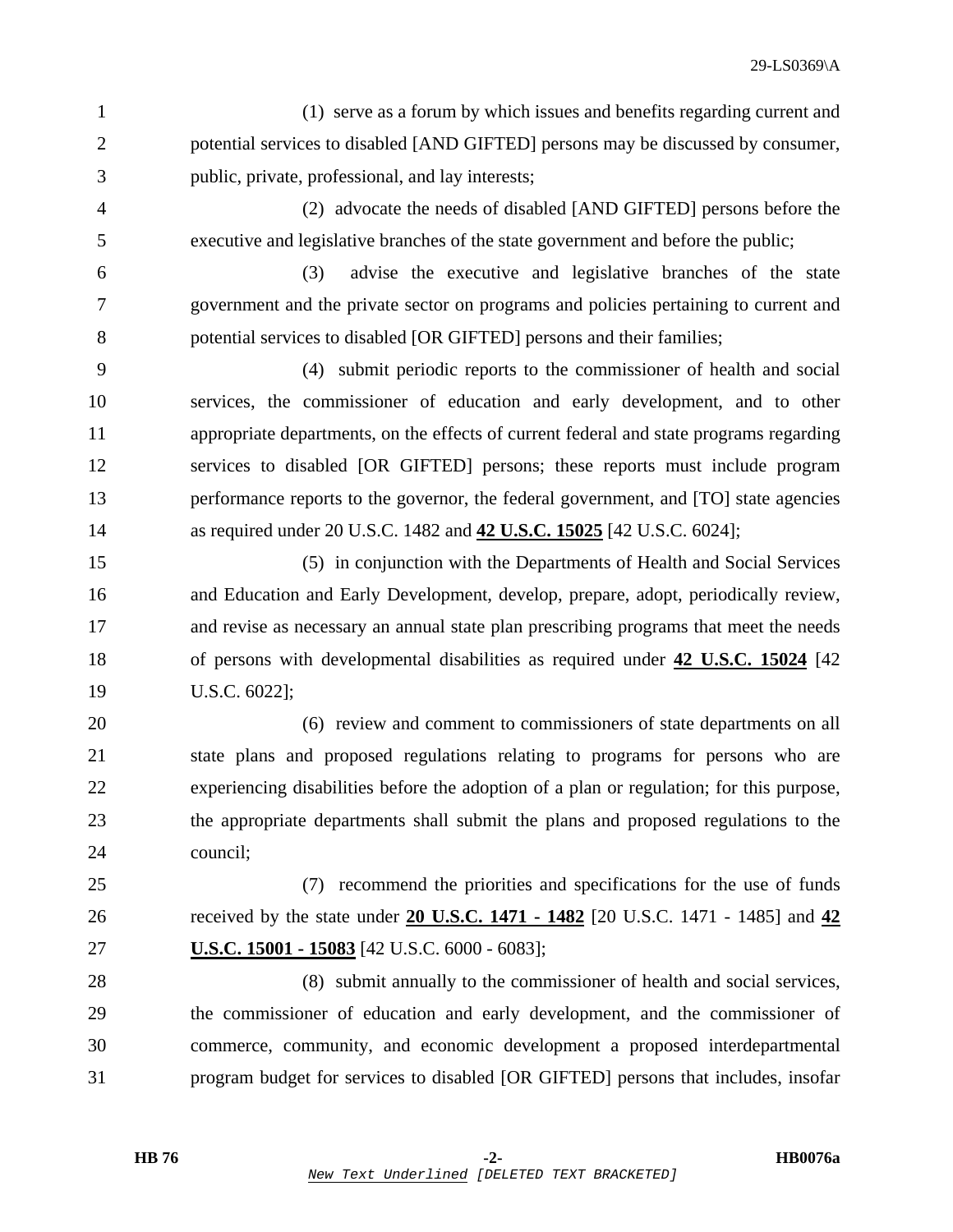(1) serve as a forum by which issues and benefits regarding current and potential services to disabled [AND GIFTED] persons may be discussed by consumer, public, private, professional, and lay interests;

(2) advocate the needs of disabled [AND GIFTED] persons before the executive and legislative branches of the state government and before the public;

(3) advise the executive and legislative branches of the state government and the private sector on programs and policies pertaining to current and potential services to disabled [OR GIFTED] persons and their families;

(4) submit periodic reports to the commissioner of health and social services, the commissioner of education and early development, and to other appropriate departments, on the effects of current federal and state programs regarding services to disabled [OR GIFTED] persons; these reports must include program performance reports to the governor, the federal government, and [TO] state agencies as required under 20 U.S.C. 1482 and **42 U.S.C. 15025** [42 U.S.C. 6024];

(5) in conjunction with the Departments of Health and Social Services and Education and Early Development, develop, prepare, adopt, periodically review, and revise as necessary an annual state plan prescribing programs that meet the needs of persons with developmental disabilities as required under **42 U.S.C. 15024** [42 U.S.C. 6022];

(6) review and comment to commissioners of state departments on all state plans and proposed regulations relating to programs for persons who are experiencing disabilities before the adoption of a plan or regulation; for this purpose, the appropriate departments shall submit the plans and proposed regulations to the council;

(7) recommend the priorities and specifications for the use of funds received by the state under **20 U.S.C. 1471 - 1482** [20 U.S.C. 1471 - 1485] and **42 U.S.C. 15001 - 15083** [42 U.S.C. 6000 - 6083];

(8) submit annually to the commissioner of health and social services, the commissioner of education and early development, and the commissioner of commerce, community, and economic development a proposed interdepartmental program budget for services to disabled [OR GIFTED] persons that includes, insofar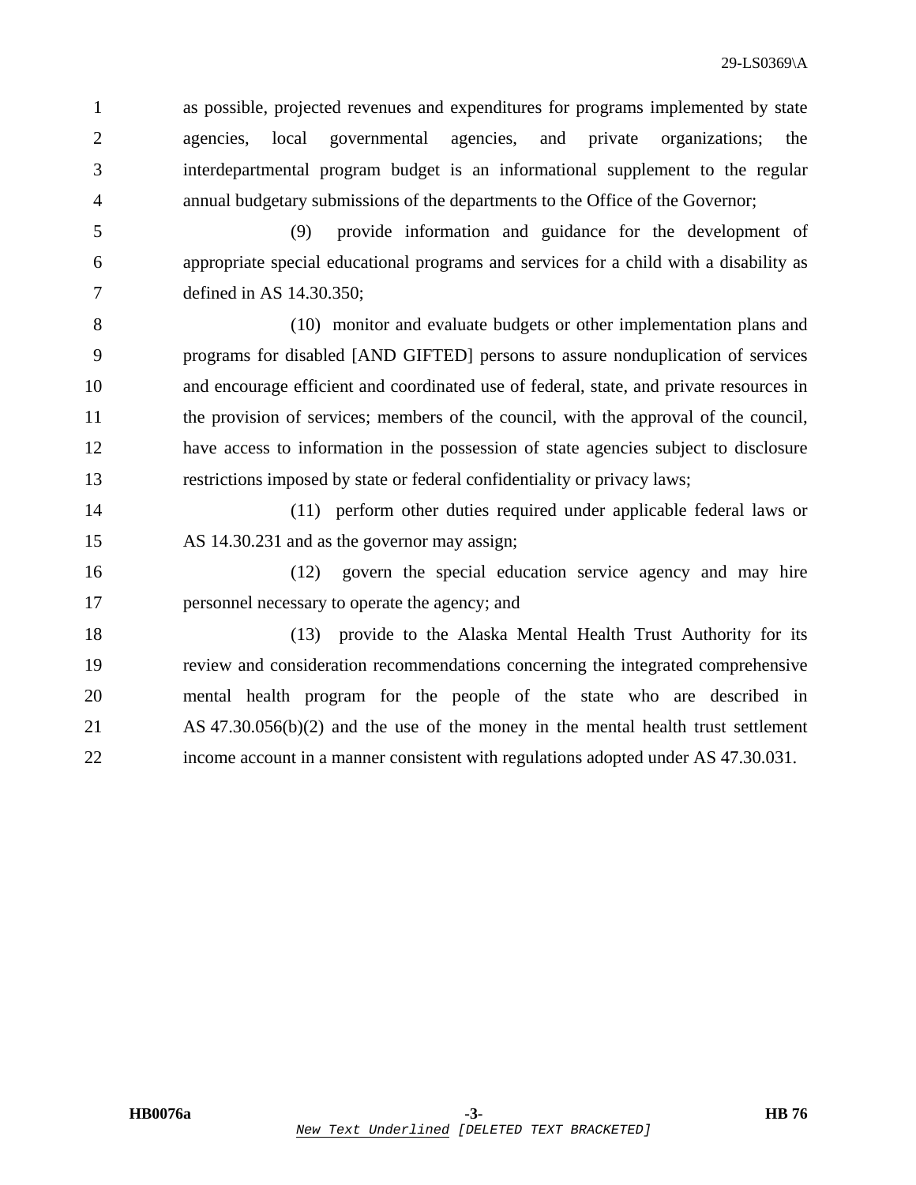as possible, projected revenues and expenditures for programs implemented by state agencies, local governmental agencies, and private organizations; the interdepartmental program budget is an informational supplement to the regular annual budgetary submissions of the departments to the Office of the Governor;

(9) provide information and guidance for the development of appropriate special educational programs and services for a child with a disability as defined in AS 14.30.350;

(10) monitor and evaluate budgets or other implementation plans and programs for disabled [AND GIFTED] persons to assure nonduplication of services and encourage efficient and coordinated use of federal, state, and private resources in the provision of services; members of the council, with the approval of the council, have access to information in the possession of state agencies subject to disclosure restrictions imposed by state or federal confidentiality or privacy laws;

(11) perform other duties required under applicable federal laws or AS 14.30.231 and as the governor may assign;

(12) govern the special education service agency and may hire personnel necessary to operate the agency; and

(13) provide to the Alaska Mental Health Trust Authority for its review and consideration recommendations concerning the integrated comprehensive mental health program for the people of the state who are described in AS 47.30.056(b)(2) and the use of the money in the mental health trust settlement income account in a manner consistent with regulations adopted under AS 47.30.031.